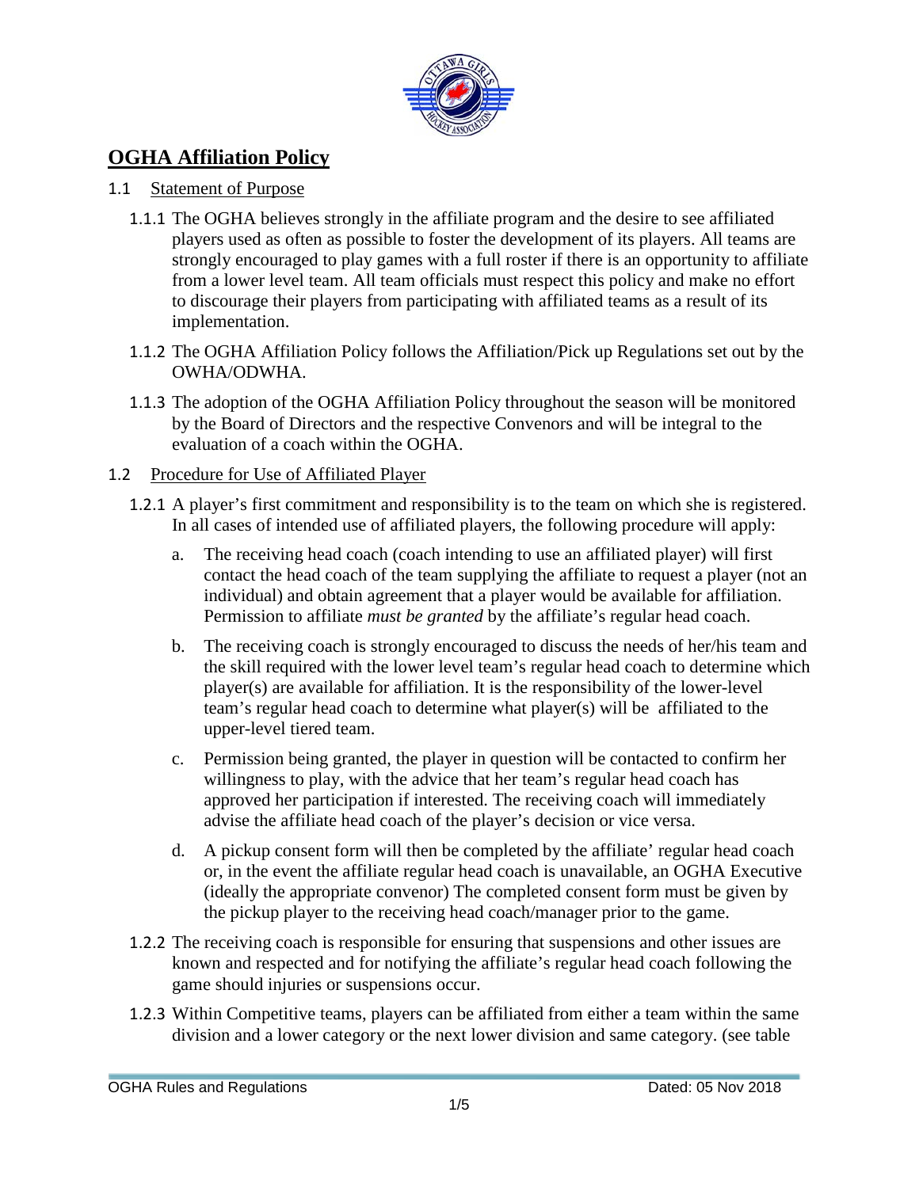# OGHA Affiliation Policy

## 1.1 Statement of Purpose

1.1.1 The OGHA believes strongly in the affiliate program and the desire to see affiliated players used as often as possible to foster the development of its players. All teams are strongly encouraged to play games with a full roster if there is an opportunity to affiliate from a lower level team. All team officials must respect this policy and make no effort to discourage their players from participating with affiliated teams as a result of its implementation.

1.1.2 The OGHA Affiliation Policy follows the Affiliation/Pick up Regulations set out by the OWHA/ODWHA.

1.1.3 The adoption of the OGHA Affiliation Policy throughout the season will be monitored by the Board of Directors and the respective Convenors and will be integral to the evaluation of a coach within the OGHA.

## 1.2 Procedure for Use of Affiliated Player

1.2.1 A player's first commitment and responsibility is to the team on which she is registered. In all cases of intended use of affiliated players, the following procedure will apply:

a. The receiving head coach (coach intending to use an affiliated player) will first contact the head coach of the team supplying the affiliate to request a player (not an individual) and obtain agreement that a player would be available for affiliation. Permission to affiliate *must be granted* by the affiliate's regular head coach.

b. The receiving coach is strongly encouraged to discuss the needs of her/his team and the skill required with the lower level team's regular head coach to determine which player(s) are available for affiliation. It is the responsibility of the lower-level team's regular head coach to determine what player(s) will be affiliated to the upper-level tiered team.

c. Permission being granted, the player in question will be contacted to confirm her willingness to play, with the advice that her team's regular head coach has approved her participation if interested. The receiving coach will immediately advise the affiliate head coach of the player's decision or vice versa.

d. A pickup consent form will then be completed by the affiliate' regular head coach or, in the event the affiliate regular head coach is unavailable, an OGHA Executive (ideally the appropriate convenor) The completed consent form must be given by the pickup player to the receiving head coach/manager prior to the game.

1.2.2 The receiving coach is responsible for ensuring that suspensions and other issues are known and respected and for notifying the affiliate's regular head coach following the game should injuries or suspensions occur.

1.2.3 Within Competitive teams, players can be affiliated from either a team within the same division and a lower category or the next lower division and same category. (see table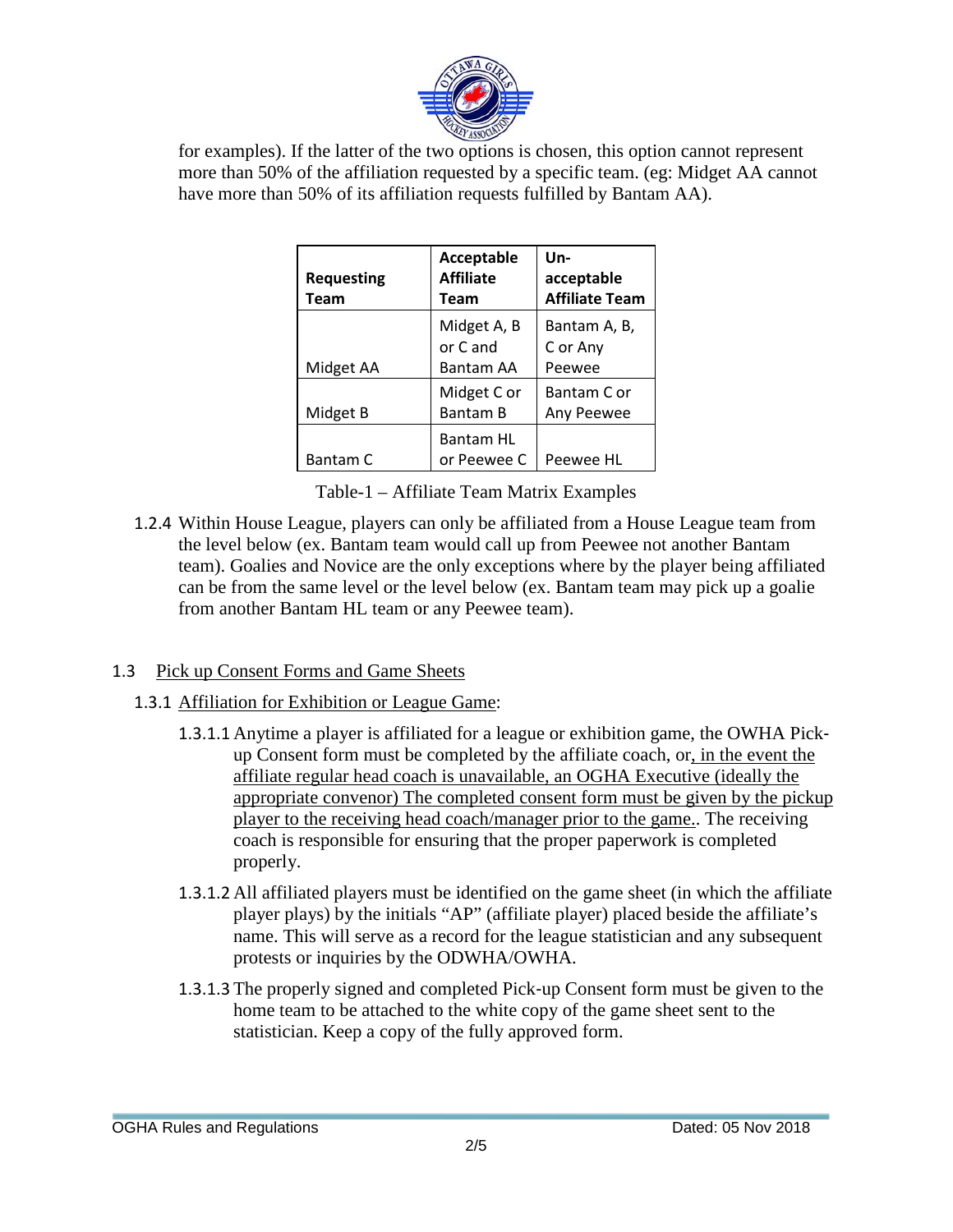for examples). If the latter of the two options is chosen, this option cannot represent more than 50% of the affiliation requested by a specific team. (eg: Midget AA cannot have more than 50% of its affiliation requests fulfilled by Bantam AA).

| Requesting Team | Acceptable Affiliate Team | Un-acceptable Affiliate Team |
|---|---|---|
| Midget AA | Midget A, B or C and Bantam AA | Bantam A, B, C or Any Peewee |
| Midget B | Midget C or Bantam B | Bantam C or Any Peewee |
| Bantam C | Bantam HL or Peewee C | Peewee HL |

Table-1 – Affiliate Team Matrix Examples

1.2.4 Within House League, players can only be affiliated from a House League team from the level below (ex. Bantam team would call up from Peewee not another Bantam team). Goalies and Novice are the only exceptions where by the player being affiliated can be from the same level or the level below (ex. Bantam team may pick up a goalie from another Bantam HL team or any Peewee team).

## 1.3 Pick up Consent Forms and Game Sheets

### 1.3.1 Affiliation for Exhibition or League Game:

1.3.1.1 Anytime a player is affiliated for a league or exhibition game, the OWHA Pick-up Consent form must be completed by the affiliate coach, or, in the event the affiliate regular head coach is unavailable, an OGHA Executive (ideally the appropriate convenor) The completed consent form must be given by the pickup player to the receiving head coach/manager prior to the game.. The receiving coach is responsible for ensuring that the proper paperwork is completed properly.

1.3.1.2 All affiliated players must be identified on the game sheet (in which the affiliate player plays) by the initials "AP" (affiliate player) placed beside the affiliate's name. This will serve as a record for the league statistician and any subsequent protests or inquiries by the ODWHA/OWHA.

1.3.1.3 The properly signed and completed Pick-up Consent form must be given to the home team to be attached to the white copy of the game sheet sent to the statistician. Keep a copy of the fully approved form.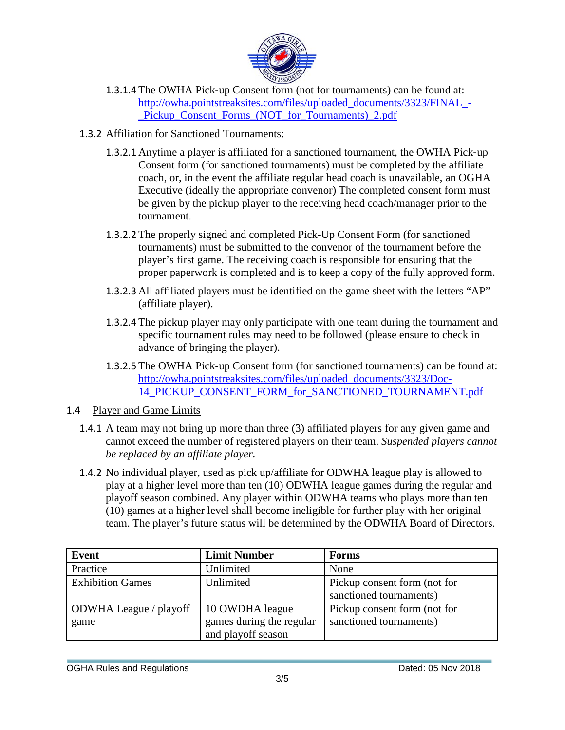1.3.1.4 The OWHA Pick-up Consent form (not for tournaments) can be found at: [http://owha.pointstreaksites.com/files/uploaded_documents/3323/FINAL_-_Pickup_Consent_Forms_(NOT_for_Tournaments)_2.pdf](http://owha.pointstreaksites.com/files/uploaded_documents/3323/FINAL_-_Pickup_Consent_Forms_(NOT_for_Tournaments)_2.pdf)

1.3.2 Affiliation for Sanctioned Tournaments:

1.3.2.1 Anytime a player is affiliated for a sanctioned tournament, the OWHA Pick-up Consent form (for sanctioned tournaments) must be completed by the affiliate coach, or, in the event the affiliate regular head coach is unavailable, an OGHA Executive (ideally the appropriate convenor) The completed consent form must be given by the pickup player to the receiving head coach/manager prior to the tournament.

1.3.2.2 The properly signed and completed Pick-Up Consent Form (for sanctioned tournaments) must be submitted to the convenor of the tournament before the player's first game. The receiving coach is responsible for ensuring that the proper paperwork is completed and is to keep a copy of the fully approved form.

1.3.2.3 All affiliated players must be identified on the game sheet with the letters "AP" (affiliate player).

1.3.2.4 The pickup player may only participate with one team during the tournament and specific tournament rules may need to be followed (please ensure to check in advance of bringing the player).

1.3.2.5 The OWHA Pick-up Consent form (for sanctioned tournaments) can be found at: [http://owha.pointstreaksites.com/files/uploaded_documents/3323/Doc-14_PICKUP_CONSENT_FORM_for_SANCTIONED_TOURNAMENT.pdf](http://owha.pointstreaksites.com/files/uploaded_documents/3323/Doc-14_PICKUP_CONSENT_FORM_for_SANCTIONED_TOURNAMENT.pdf)

## 1.4 Player and Game Limits

1.4.1 A team may not bring up more than three (3) affiliated players for any given game and cannot exceed the number of registered players on their team. *Suspended players cannot be replaced by an affiliate player.*

1.4.2 No individual player, used as pick up/affiliate for ODWHA league play is allowed to play at a higher level more than ten (10) ODWHA league games during the regular and playoff season combined. Any player within ODWHA teams who plays more than ten (10) games at a higher level shall become ineligible for further play with her original team. The player's future status will be determined by the ODWHA Board of Directors.

| Event | Limit Number | Forms |
|---|---|---|
| Practice | Unlimited | None |
| Exhibition Games | Unlimited | Pickup consent form (not for sanctioned tournaments) |
| ODWHA League / playoff game | 10 OWDHA league games during the regular and playoff season | Pickup consent form (not for sanctioned tournaments) |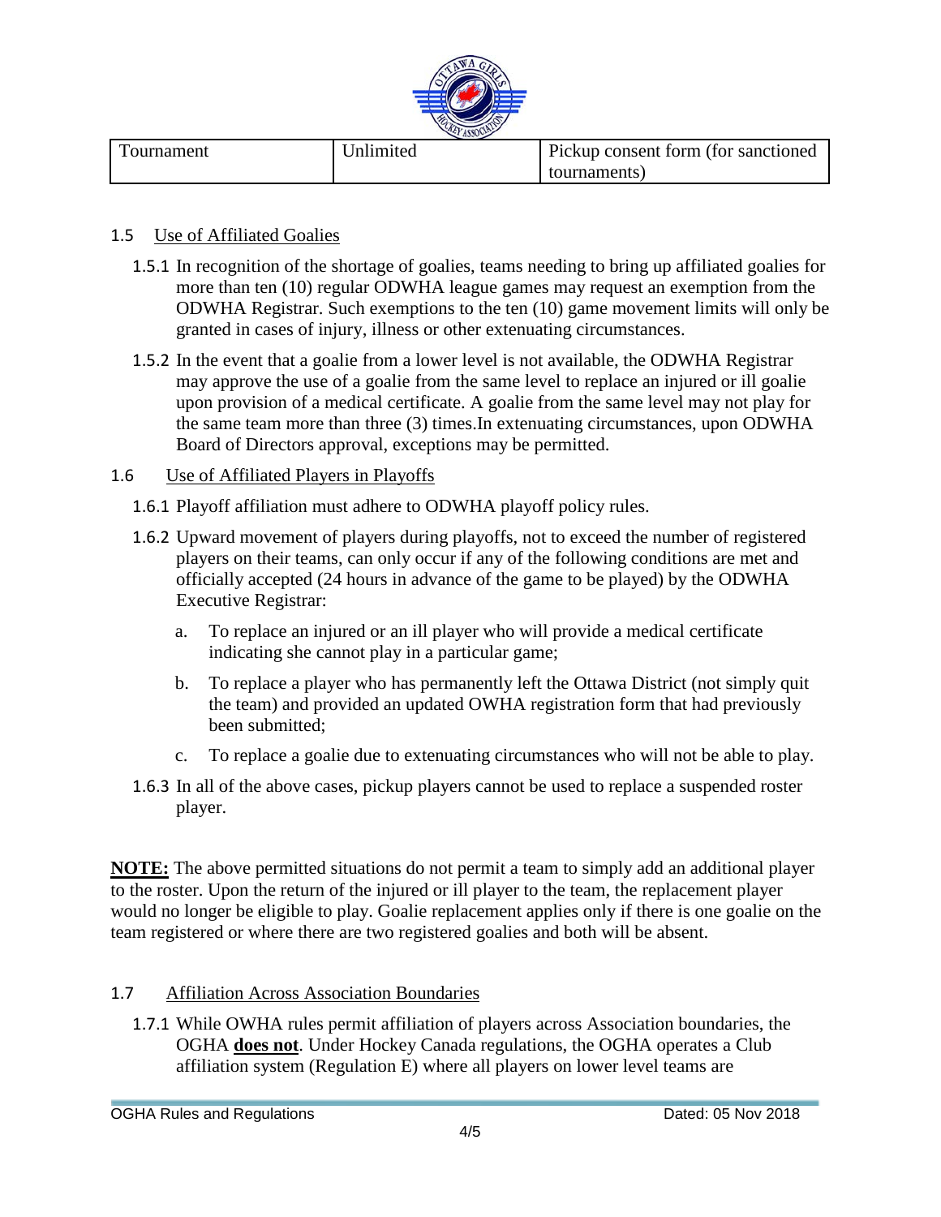| Tournament | Unlimited | Pickup consent form (for sanctioned tournaments) |
|---|---|---|

### 1.5 Use of Affiliated Goalies

1.5.1 In recognition of the shortage of goalies, teams needing to bring up affiliated goalies for more than ten (10) regular ODWHA league games may request an exemption from the ODWHA Registrar. Such exemptions to the ten (10) game movement limits will only be granted in cases of injury, illness or other extenuating circumstances.

1.5.2 In the event that a goalie from a lower level is not available, the ODWHA Registrar may approve the use of a goalie from the same level to replace an injured or ill goalie upon provision of a medical certificate. A goalie from the same level may not play for the same team more than three (3) times.In extenuating circumstances, upon ODWHA Board of Directors approval, exceptions may be permitted.

### 1.6 Use of Affiliated Players in Playoffs

1.6.1 Playoff affiliation must adhere to ODWHA playoff policy rules.

1.6.2 Upward movement of players during playoffs, not to exceed the number of registered players on their teams, can only occur if any of the following conditions are met and officially accepted (24 hours in advance of the game to be played) by the ODWHA Executive Registrar:

a. To replace an injured or an ill player who will provide a medical certificate indicating she cannot play in a particular game;

b. To replace a player who has permanently left the Ottawa District (not simply quit the team) and provided an updated OWHA registration form that had previously been submitted;

c. To replace a goalie due to extenuating circumstances who will not be able to play.

1.6.3 In all of the above cases, pickup players cannot be used to replace a suspended roster player.

**NOTE:** The above permitted situations do not permit a team to simply add an additional player to the roster. Upon the return of the injured or ill player to the team, the replacement player would no longer be eligible to play. Goalie replacement applies only if there is one goalie on the team registered or where there are two registered goalies and both will be absent.

### 1.7 Affiliation Across Association Boundaries

1.7.1 While OWHA rules permit affiliation of players across Association boundaries, the OGHA **does not**. Under Hockey Canada regulations, the OGHA operates a Club affiliation system (Regulation E) where all players on lower level teams are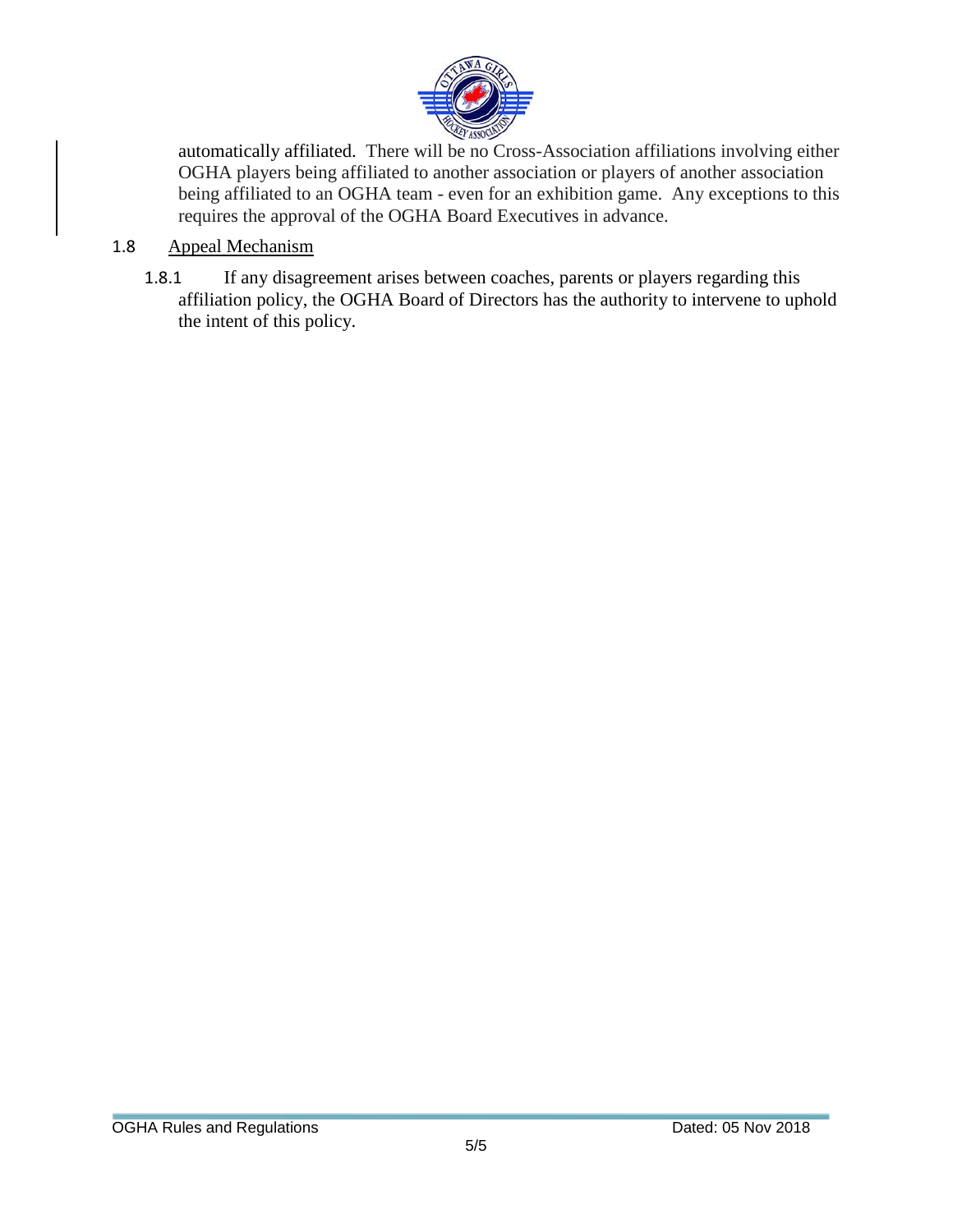automatically affiliated. There will be no Cross-Association affiliations involving either OGHA players being affiliated to another association or players of another association being affiliated to an OGHA team - even for an exhibition game. Any exceptions to this requires the approval of the OGHA Board Executives in advance.

## 1.8 Appeal Mechanism

1.8.1 If any disagreement arises between coaches, parents or players regarding this affiliation policy, the OGHA Board of Directors has the authority to intervene to uphold the intent of this policy.